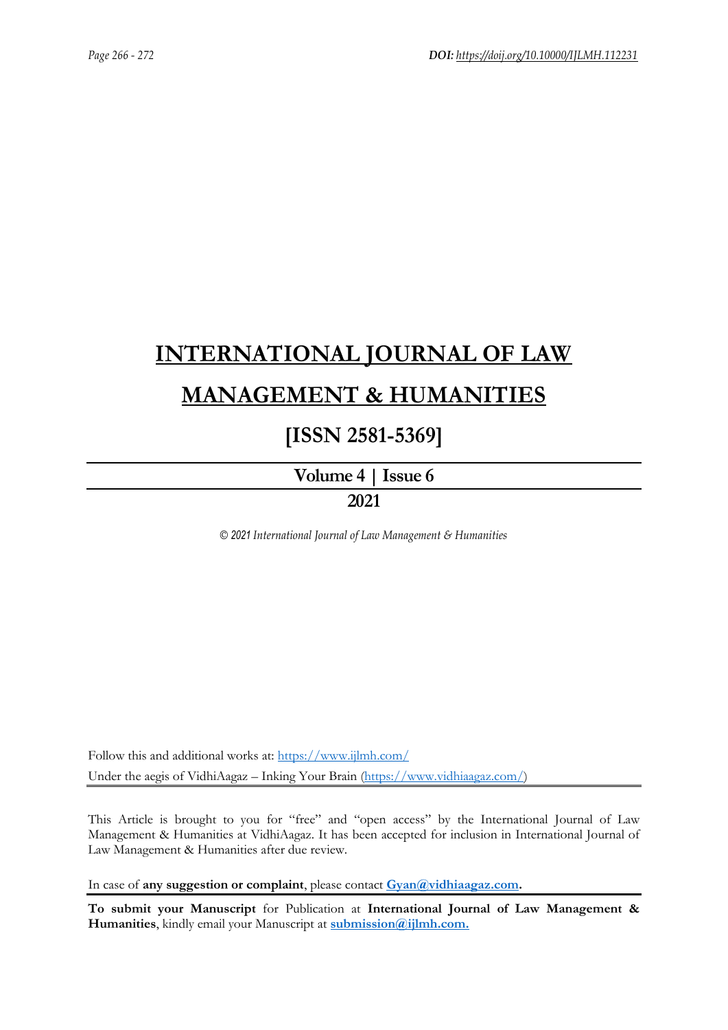# INTERNATIONAL JOURNAL OF LAW MANAGEMENT & HUMANITIES

## [ISSN 2581-5369]

### Volume 4 | Issue 6

### 2021

*© 2021 International Journal of Law Management & Humanities*

Follow this and additional works at: https://www.ijlmh.com/

Under the aegis of VidhiAagaz – Inking Your Brain (https://www.vidhiaagaz.com/)

This Article is brought to you for "free" and "open access" by the International Journal of Law Management & Humanities at VidhiAagaz. It has been accepted for inclusion in International Journal of Law Management & Humanities after due review.

In case of **any suggestion or complaint**, please contact **Gyan@vidhiaagaz.com.**

**To submit your Manuscript** for Publication at **International Journal of Law Management & Humanities**, kindly email your Manuscript at **submission@ijlmh.com.**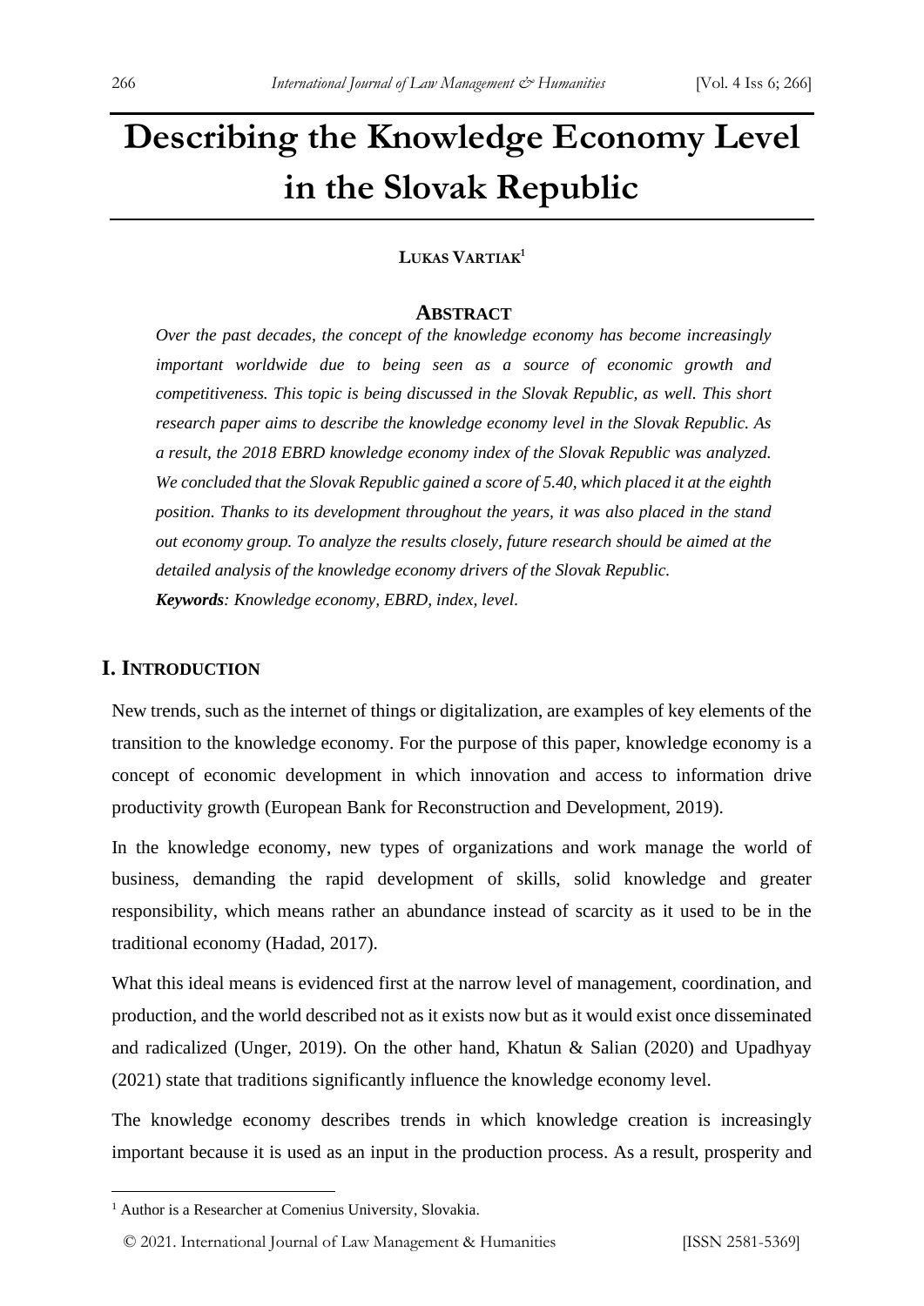# Describing the Knowledge Economy Level in the Slovak Republic

**LUKAS VARTIAK**[1]

## ABSTRACT

*Over the past decades, the concept of the knowledge economy has become increasingly important worldwide due to being seen as a source of economic growth and competitiveness. This topic is being discussed in the Slovak Republic, as well. This short research paper aims to describe the knowledge economy level in the Slovak Republic. As a result, the 2018 EBRD knowledge economy index of the Slovak Republic was analyzed. We concluded that the Slovak Republic gained a score of 5.40, which placed it at the eighth position. Thanks to its development throughout the years, it was also placed in the stand out economy group. To analyze the results closely, future research should be aimed at the detailed analysis of the knowledge economy drivers of the Slovak Republic.*

***Keywords****: Knowledge economy, EBRD, index, level.*

## I. INTRODUCTION

New trends, such as the internet of things or digitalization, are examples of key elements of the transition to the knowledge economy. For the purpose of this paper, knowledge economy is a concept of economic development in which innovation and access to information drive productivity growth (European Bank for Reconstruction and Development, 2019).

In the knowledge economy, new types of organizations and work manage the world of business, demanding the rapid development of skills, solid knowledge and greater responsibility, which means rather an abundance instead of scarcity as it used to be in the traditional economy (Hadad, 2017).

What this ideal means is evidenced first at the narrow level of management, coordination, and production, and the world described not as it exists now but as it would exist once disseminated and radicalized (Unger, 2019). On the other hand, Khatun & Salian (2020) and Upadhyay (2021) state that traditions significantly influence the knowledge economy level.

The knowledge economy describes trends in which knowledge creation is increasingly important because it is used as an input in the production process. As a result, prosperity and

---

[1] Author is a Researcher at Comenius University, Slovakia.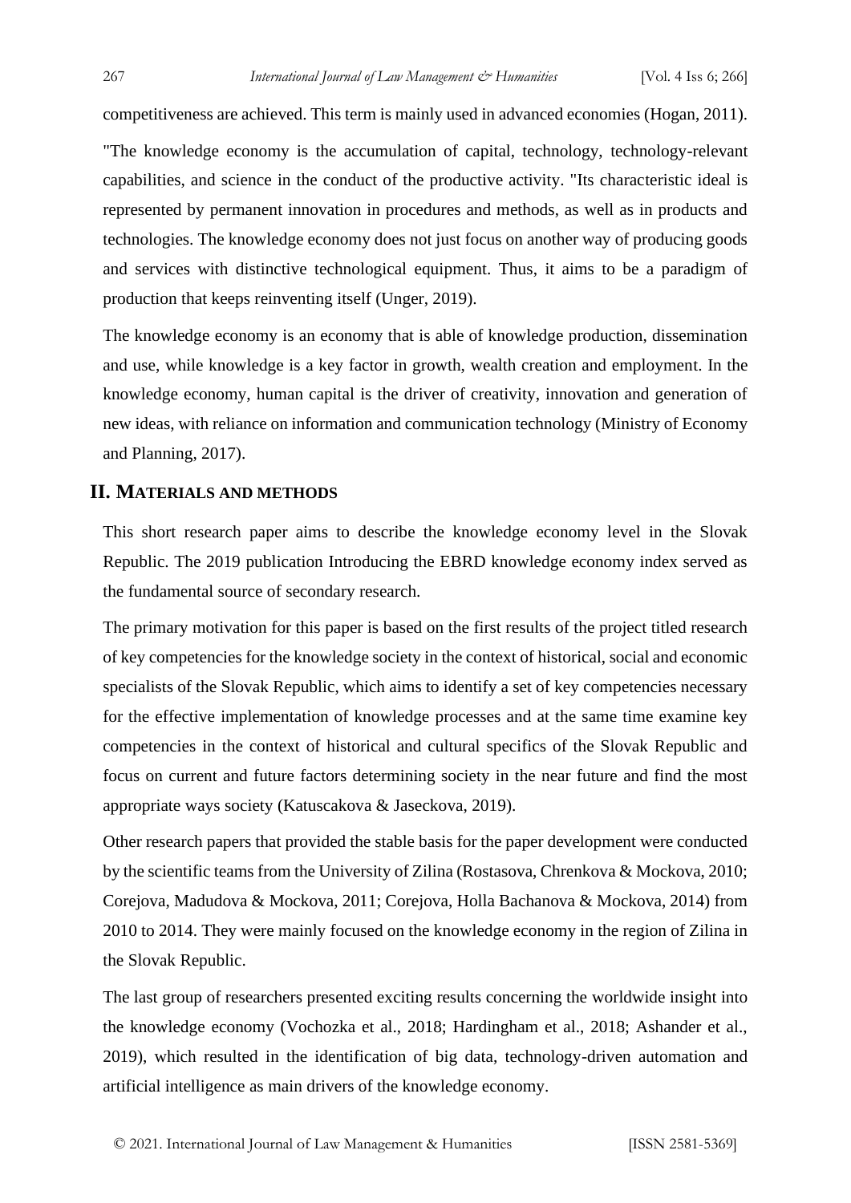competitiveness are achieved. This term is mainly used in advanced economies (Hogan, 2011).

"The knowledge economy is the accumulation of capital, technology, technology-relevant capabilities, and science in the conduct of the productive activity. "Its characteristic ideal is represented by permanent innovation in procedures and methods, as well as in products and technologies. The knowledge economy does not just focus on another way of producing goods and services with distinctive technological equipment. Thus, it aims to be a paradigm of production that keeps reinventing itself (Unger, 2019).

The knowledge economy is an economy that is able of knowledge production, dissemination and use, while knowledge is a key factor in growth, wealth creation and employment. In the knowledge economy, human capital is the driver of creativity, innovation and generation of new ideas, with reliance on information and communication technology (Ministry of Economy and Planning, 2017).

## II. Materials and Methods

This short research paper aims to describe the knowledge economy level in the Slovak Republic. The 2019 publication Introducing the EBRD knowledge economy index served as the fundamental source of secondary research.

The primary motivation for this paper is based on the first results of the project titled research of key competencies for the knowledge society in the context of historical, social and economic specialists of the Slovak Republic, which aims to identify a set of key competencies necessary for the effective implementation of knowledge processes and at the same time examine key competencies in the context of historical and cultural specifics of the Slovak Republic and focus on current and future factors determining society in the near future and find the most appropriate ways society (Katuscakova & Jaseckova, 2019).

Other research papers that provided the stable basis for the paper development were conducted by the scientific teams from the University of Zilina (Rostasova, Chrenkova & Mockova, 2010; Corejova, Madudova & Mockova, 2011; Corejova, Holla Bachanova & Mockova, 2014) from 2010 to 2014. They were mainly focused on the knowledge economy in the region of Zilina in the Slovak Republic.

The last group of researchers presented exciting results concerning the worldwide insight into the knowledge economy (Vochozka et al., 2018; Hardingham et al., 2018; Ashander et al., 2019), which resulted in the identification of big data, technology-driven automation and artificial intelligence as main drivers of the knowledge economy.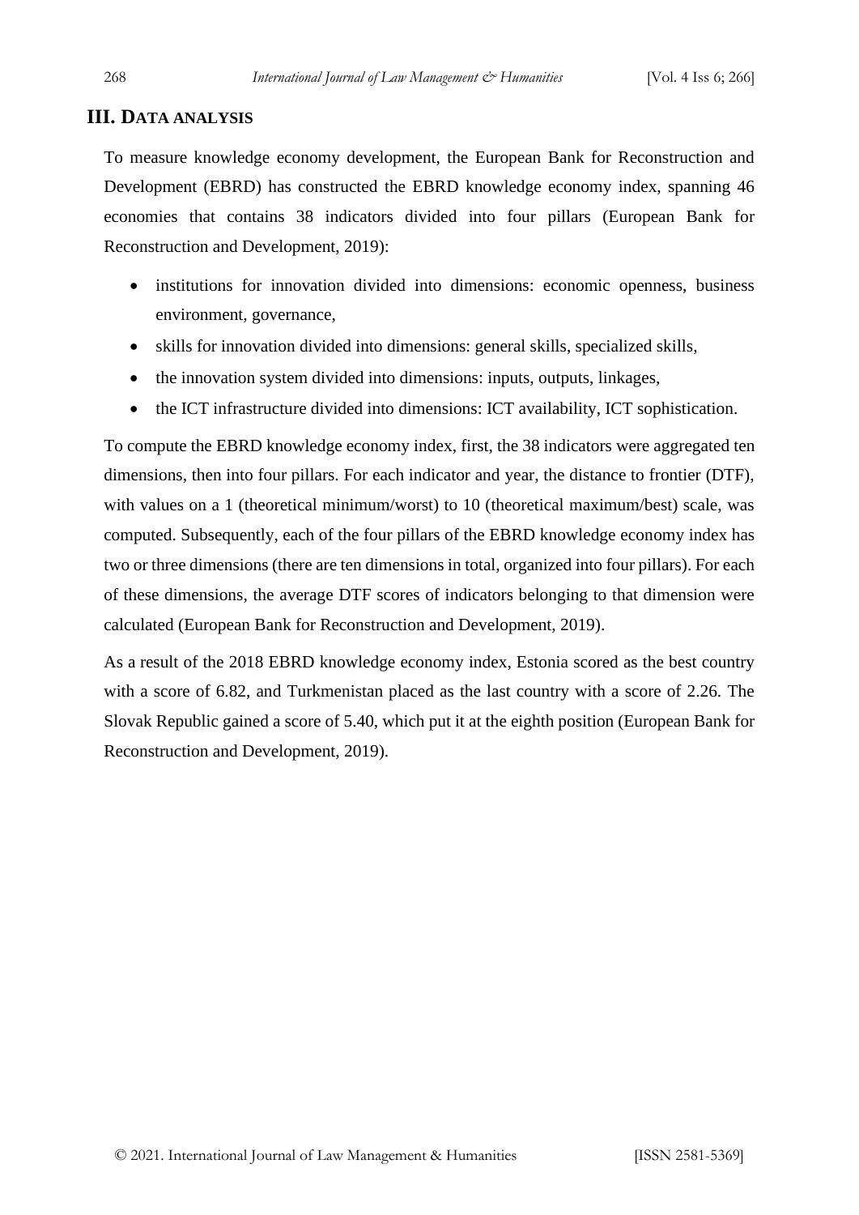## III. DATA ANALYSIS

To measure knowledge economy development, the European Bank for Reconstruction and Development (EBRD) has constructed the EBRD knowledge economy index, spanning 46 economies that contains 38 indicators divided into four pillars (European Bank for Reconstruction and Development, 2019):

- institutions for innovation divided into dimensions: economic openness, business environment, governance,
- skills for innovation divided into dimensions: general skills, specialized skills,
- the innovation system divided into dimensions: inputs, outputs, linkages,
- the ICT infrastructure divided into dimensions: ICT availability, ICT sophistication.

To compute the EBRD knowledge economy index, first, the 38 indicators were aggregated ten dimensions, then into four pillars. For each indicator and year, the distance to frontier (DTF), with values on a 1 (theoretical minimum/worst) to 10 (theoretical maximum/best) scale, was computed. Subsequently, each of the four pillars of the EBRD knowledge economy index has two or three dimensions (there are ten dimensions in total, organized into four pillars). For each of these dimensions, the average DTF scores of indicators belonging to that dimension were calculated (European Bank for Reconstruction and Development, 2019).

As a result of the 2018 EBRD knowledge economy index, Estonia scored as the best country with a score of 6.82, and Turkmenistan placed as the last country with a score of 2.26. The Slovak Republic gained a score of 5.40, which put it at the eighth position (European Bank for Reconstruction and Development, 2019).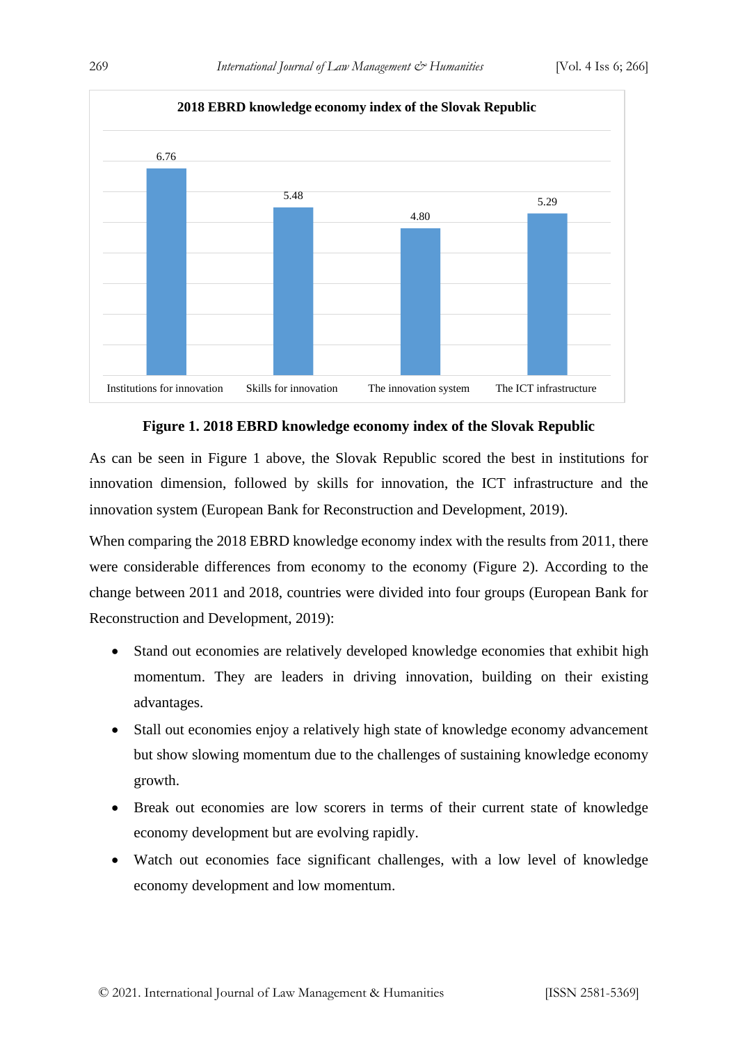**2018 EBRD knowledge economy index of the Slovak Republic**

| Institutions for innovation | Skills for innovation | The innovation system | The ICT infrastructure |
|---|---|---|---|
| 6.76 | 5.48 | 4.80 | 5.29 |

**Figure 1. 2018 EBRD knowledge economy index of the Slovak Republic**

As can be seen in Figure 1 above, the Slovak Republic scored the best in institutions for innovation dimension, followed by skills for innovation, the ICT infrastructure and the innovation system (European Bank for Reconstruction and Development, 2019).

When comparing the 2018 EBRD knowledge economy index with the results from 2011, there were considerable differences from economy to the economy (Figure 2). According to the change between 2011 and 2018, countries were divided into four groups (European Bank for Reconstruction and Development, 2019):

- Stand out economies are relatively developed knowledge economies that exhibit high momentum. They are leaders in driving innovation, building on their existing advantages.
- Stall out economies enjoy a relatively high state of knowledge economy advancement but show slowing momentum due to the challenges of sustaining knowledge economy growth.
- Break out economies are low scorers in terms of their current state of knowledge economy development but are evolving rapidly.
- Watch out economies face significant challenges, with a low level of knowledge economy development and low momentum.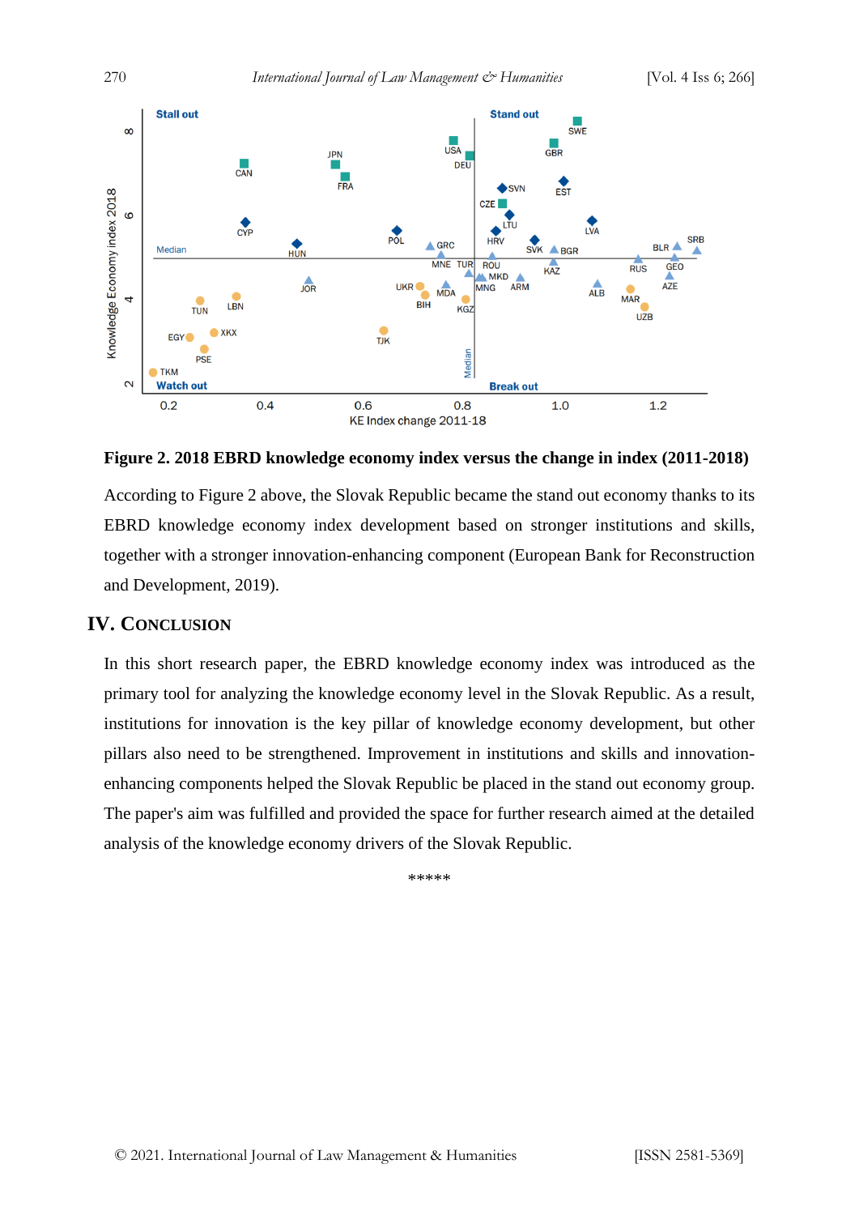**Figure 2. 2018 EBRD knowledge economy index versus the change in index (2011-2018)**

According to Figure 2 above, the Slovak Republic became the stand out economy thanks to its EBRD knowledge economy index development based on stronger institutions and skills, together with a stronger innovation-enhancing component (European Bank for Reconstruction and Development, 2019).

## IV. Conclusion

In this short research paper, the EBRD knowledge economy index was introduced as the primary tool for analyzing the knowledge economy level in the Slovak Republic. As a result, institutions for innovation is the key pillar of knowledge economy development, but other pillars also need to be strengthened. Improvement in institutions and skills and innovation-enhancing components helped the Slovak Republic be placed in the stand out economy group. The paper's aim was fulfilled and provided the space for further research aimed at the detailed analysis of the knowledge economy drivers of the Slovak Republic.

*****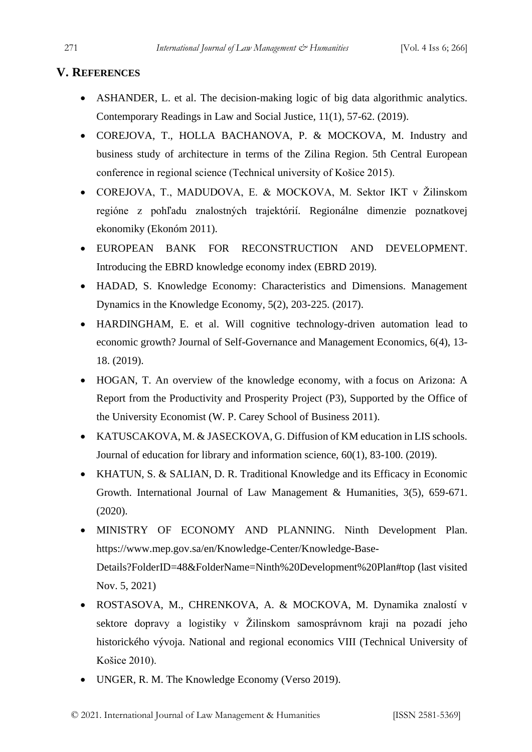## V. REFERENCES

- ASHANDER, L. et al. The decision-making logic of big data algorithmic analytics. Contemporary Readings in Law and Social Justice, 11(1), 57-62. (2019).
- COREJOVA, T., HOLLA BACHANOVA, P. & MOCKOVA, M. Industry and business study of architecture in terms of the Zilina Region. 5th Central European conference in regional science (Technical university of Košice 2015).
- COREJOVA, T., MADUDOVA, E. & MOCKOVA, M. Sektor IKT v Žilinskom regióne z pohľadu znalostných trajektórií. Regionálne dimenzie poznatkovej ekonomiky (Ekonóm 2011).
- EUROPEAN BANK FOR RECONSTRUCTION AND DEVELOPMENT. Introducing the EBRD knowledge economy index (EBRD 2019).
- HADAD, S. Knowledge Economy: Characteristics and Dimensions. Management Dynamics in the Knowledge Economy, 5(2), 203-225. (2017).
- HARDINGHAM, E. et al. Will cognitive technology-driven automation lead to economic growth? Journal of Self-Governance and Management Economics, 6(4), 13-18. (2019).
- HOGAN, T. An overview of the knowledge economy, with a focus on Arizona: A Report from the Productivity and Prosperity Project (P3), Supported by the Office of the University Economist (W. P. Carey School of Business 2011).
- KATUSCAKOVA, M. & JASECKOVA, G. Diffusion of KM education in LIS schools. Journal of education for library and information science, 60(1), 83-100. (2019).
- KHATUN, S. & SALIAN, D. R. Traditional Knowledge and its Efficacy in Economic Growth. International Journal of Law Management & Humanities, 3(5), 659-671. (2020).
- MINISTRY OF ECONOMY AND PLANNING. Ninth Development Plan. https://www.mep.gov.sa/en/Knowledge-Center/Knowledge-Base-Details?FolderID=48&FolderName=Ninth%20Development%20Plan#top (last visited Nov. 5, 2021)
- ROSTASOVA, M., CHRENKOVA, A. & MOCKOVA, M. Dynamika znalostí v sektore dopravy a logistiky v Žilinskom samosprávnom kraji na pozadí jeho historického vývoja. National and regional economics VIII (Technical University of Košice 2010).
- UNGER, R. M. The Knowledge Economy (Verso 2019).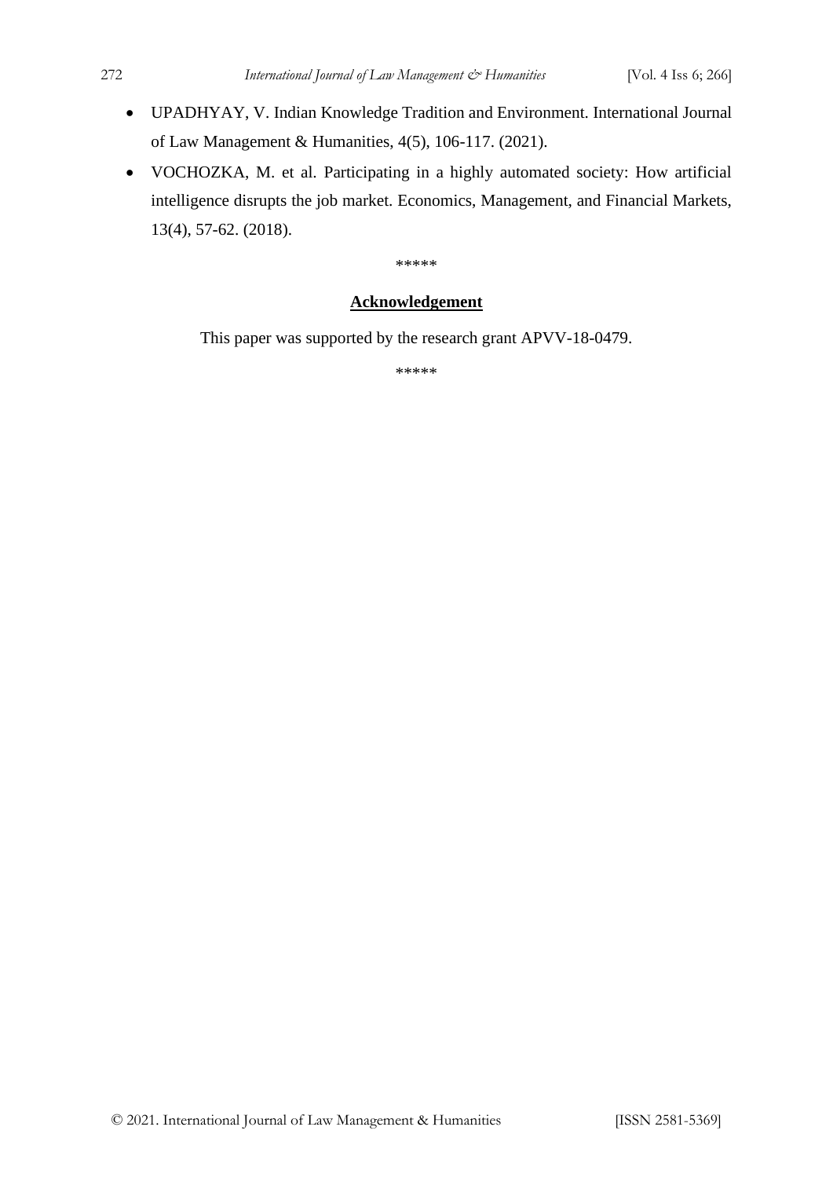- UPADHYAY, V. Indian Knowledge Tradition and Environment. International Journal of Law Management & Humanities, 4(5), 106-117. (2021).
- VOCHOZKA, M. et al. Participating in a highly automated society: How artificial intelligence disrupts the job market. Economics, Management, and Financial Markets, 13(4), 57-62. (2018).

*****

## Acknowledgement

This paper was supported by the research grant APVV-18-0479.

*****